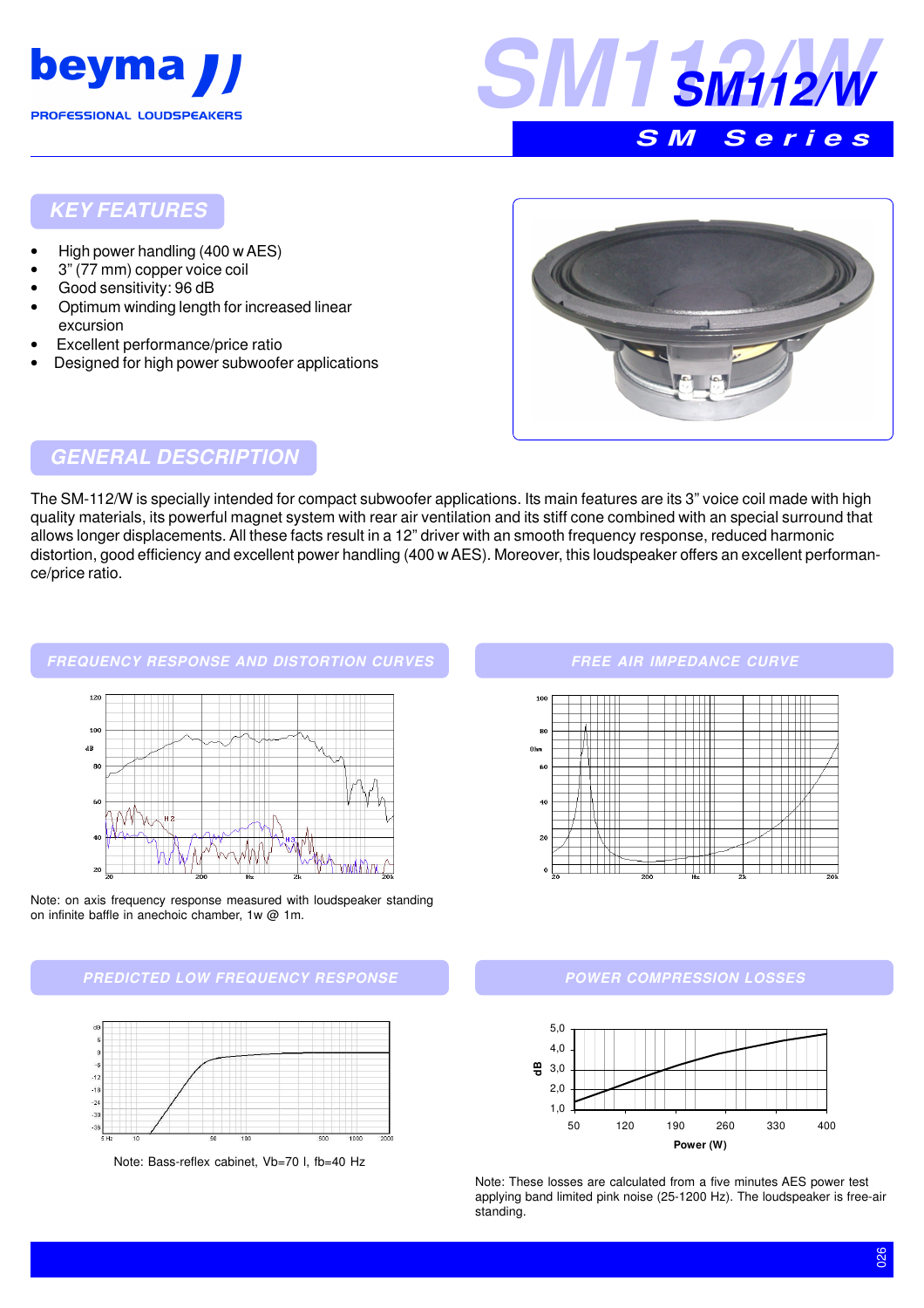beyma

PROFESSIONAL LOUDSPEAKERS

# SM112/W

SM Series

## KEY FEATURES

- High power handling (400 w AES)
- 3" (77 mm) copper voice coil
- Good sensitivity: 96 dB
- Optimum winding length for increased linear excursion
- Excellent performance/price ratio
- Designed for high power subwoofer applications

## GENERAL DESCRIPTION

The SM-112/W is specially intended for compact subwoofer applications. Its main features are its 3" voice coil made with high quality materials, its powerful magnet system with rear air ventilation and its stiff cone combined with an special surround that allows longer displacements. All these facts result in a 12" driver with an smooth frequency response, reduced harmonic distortion, good efficiency and excellent power handling (400 w AES). Moreover, this loudspeaker offers an excellent performance/price ratio.

## FREQUENCY RESPONSE AND DISTORTION CURVES

Note: on axis frequency response measured with loudspeaker standing on infinite baffle in anechoic chamber, 1w @ 1m.

## FREE AIR IMPEDANCE CURVE

## PREDICTED LOW FREQUENCY RESPONSE

Note: Bass-reflex cabinet, Vb=70 l, fb=40 Hz

## POWER COMPRESSION LOSSES

Note: These losses are calculated from a five minutes AES power test applying band limited pink noise (25-1200 Hz). The loudspeaker is free-air standing.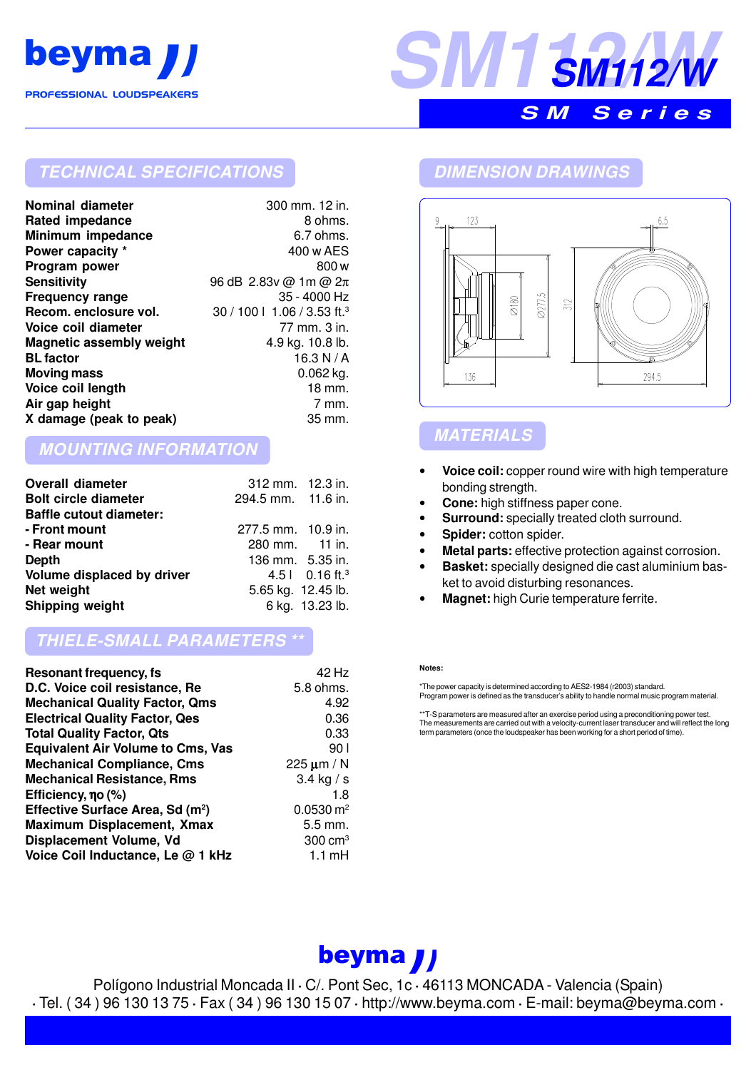# SM112/W

**SM Series**

## TECHNICAL SPECIFICATIONS

| | |
|---|---|
| **Nominal diameter** | 300 mm. 12 in. |
| **Rated impedance** | 8 ohms. |
| **Minimum impedance** | 6.7 ohms. |
| **Power capacity *** | 400 w AES |
| **Program power** | 800 w |
| **Sensitivity** | 96 dB 2.83v @ 1m @ 2π |
| **Frequency range** | 35 - 4000 Hz |
| **Recom. enclosure vol.** | 30 / 100 l 1.06 / 3.53 ft.³ |
| **Voice coil diameter** | 77 mm. 3 in. |
| **Magnetic assembly weight** | 4.9 kg. 10.8 lb. |
| **BL factor** | 16.3 N / A |
| **Moving mass** | 0.062 kg. |
| **Voice coil length** | 18 mm. |
| **Air gap height** | 7 mm. |
| **X damage (peak to peak)** | 35 mm. |

## MOUNTING INFORMATION

| | | |
|---|---|---|
| **Overall diameter** | 312 mm. | 12.3 in. |
| **Bolt circle diameter** | 294.5 mm. | 11.6 in. |
| **Baffle cutout diameter:** | | |
| **- Front mount** | 277.5 mm. | 10.9 in. |
| **- Rear mount** | 280 mm. | 11 in. |
| **Depth** | 136 mm. | 5.35 in. |
| **Volume displaced by driver** | 4.5 l | 0.16 ft.³ |
| **Net weight** | 5.65 kg. | 12.45 lb. |
| **Shipping weight** | 6 kg. | 13.23 lb. |

## THIELE-SMALL PARAMETERS **

| | |
|---|---|
| **Resonant frequency, fs** | 42 Hz |
| **D.C. Voice coil resistance, Re** | 5.8 ohms. |
| **Mechanical Quality Factor, Qms** | 4.92 |
| **Electrical Quality Factor, Qes** | 0.36 |
| **Total Quality Factor, Qts** | 0.33 |
| **Equivalent Air Volume to Cms, Vas** | 90 l |
| **Mechanical Compliance, Cms** | 225 µm / N |
| **Mechanical Resistance, Rms** | 3.4 kg / s |
| **Efficiency, ηo (%)** | 1.8 |
| **Effective Surface Area, Sd (m²)** | 0.0530 m² |
| **Maximum Displacement, Xmax** | 5.5 mm. |
| **Displacement Volume, Vd** | 300 cm³ |
| **Voice Coil Inductance, Le @ 1 kHz** | 1.1 mH |

## DIMENSION DRAWINGS

9
123
6.5
Ø180
Ø277.5
312
136
294.5

## MATERIALS

- **Voice coil:** copper round wire with high temperature bonding strength.
- **Cone:** high stiffness paper cone.
- **Surround:** specially treated cloth surround.
- **Spider:** cotton spider.
- **Metal parts:** effective protection against corrosion.
- **Basket:** specially designed die cast aluminium basket to avoid disturbing resonances.
- **Magnet:** high Curie temperature ferrite.

**Notes:**

*The power capacity is determined according to AES2-1984 (r2003) standard.
Program power is defined as the transducer's ability to handle normal music program material.

**T-S parameters are measured after an exercise period using a preconditioning power test.
The measurements are carried out with a velocity-current laser transducer and will reflect the long term parameters (once the loudspeaker has been working for a short period of time).

**beyma**

Polígono Industrial Moncada II · C/. Pont Sec, 1c · 46113 MONCADA - Valencia (Spain)
· Tel. ( 34 ) 96 130 13 75 · Fax ( 34 ) 96 130 15 07 · http://www.beyma.com · E-mail: beyma@beyma.com ·